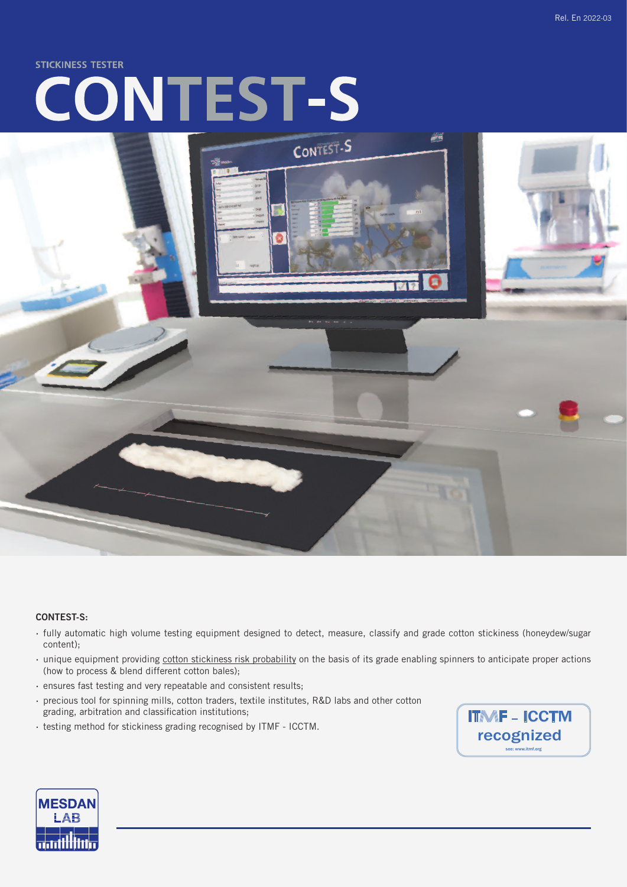Rel. En 2022-03

STICKINESS TESTER

# CONTEST-S

**CONTEST-S:**

- fully automatic high volume testing equipment designed to detect, measure, classify and grade cotton stickiness (honeydew/sugar content);
- unique equipment providing cotton stickiness risk probability on the basis of its grade enabling spinners to anticipate proper actions (how to process & blend different cotton bales);
- ensures fast testing and very repeatable and consistent results;
- precious tool for spinning mills, cotton traders, textile institutes, R&D labs and other cotton grading, arbitration and classification institutions;
- testing method for stickiness grading recognised by ITMF - ICCTM.

ITMF – ICCTM recognized
see: www.itmf.org

MESDAN LAB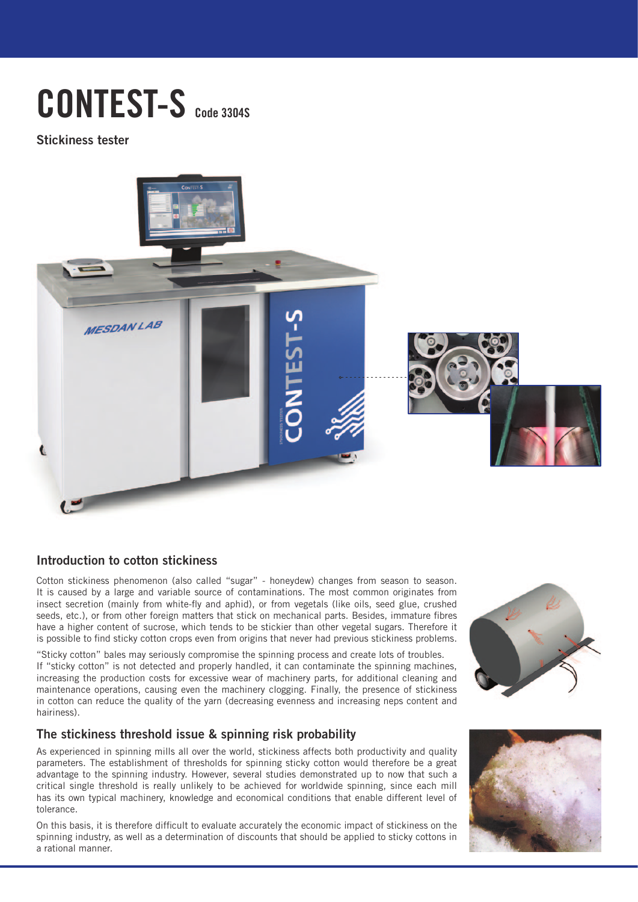# CONTEST-S Code 3304S

**Stickiness tester**

## Introduction to cotton stickiness

Cotton stickiness phenomenon (also called "sugar" - honeydew) changes from season to season. It is caused by a large and variable source of contaminations. The most common originates from insect secretion (mainly from white-fly and aphid), or from vegetals (like oils, seed glue, crushed seeds, etc.), or from other foreign matters that stick on mechanical parts. Besides, immature fibres have a higher content of sucrose, which tends to be stickier than other vegetal sugars. Therefore it is possible to find sticky cotton crops even from origins that never had previous stickiness problems.

"Sticky cotton" bales may seriously compromise the spinning process and create lots of troubles.
If "sticky cotton" is not detected and properly handled, it can contaminate the spinning machines, increasing the production costs for excessive wear of machinery parts, for additional cleaning and maintenance operations, causing even the machinery clogging. Finally, the presence of stickiness in cotton can reduce the quality of the yarn (decreasing evenness and increasing neps content and hairiness).

## The stickiness threshold issue & spinning risk probability

As experienced in spinning mills all over the world, stickiness affects both productivity and quality parameters. The establishment of thresholds for spinning sticky cotton would therefore be a great advantage to the spinning industry. However, several studies demonstrated up to now that such a critical single threshold is really unlikely to be achieved for worldwide spinning, since each mill has its own typical machinery, knowledge and economical conditions that enable different level of tolerance.

On this basis, it is therefore difficult to evaluate accurately the economic impact of stickiness on the spinning industry, as well as a determination of discounts that should be applied to sticky cottons in a rational manner.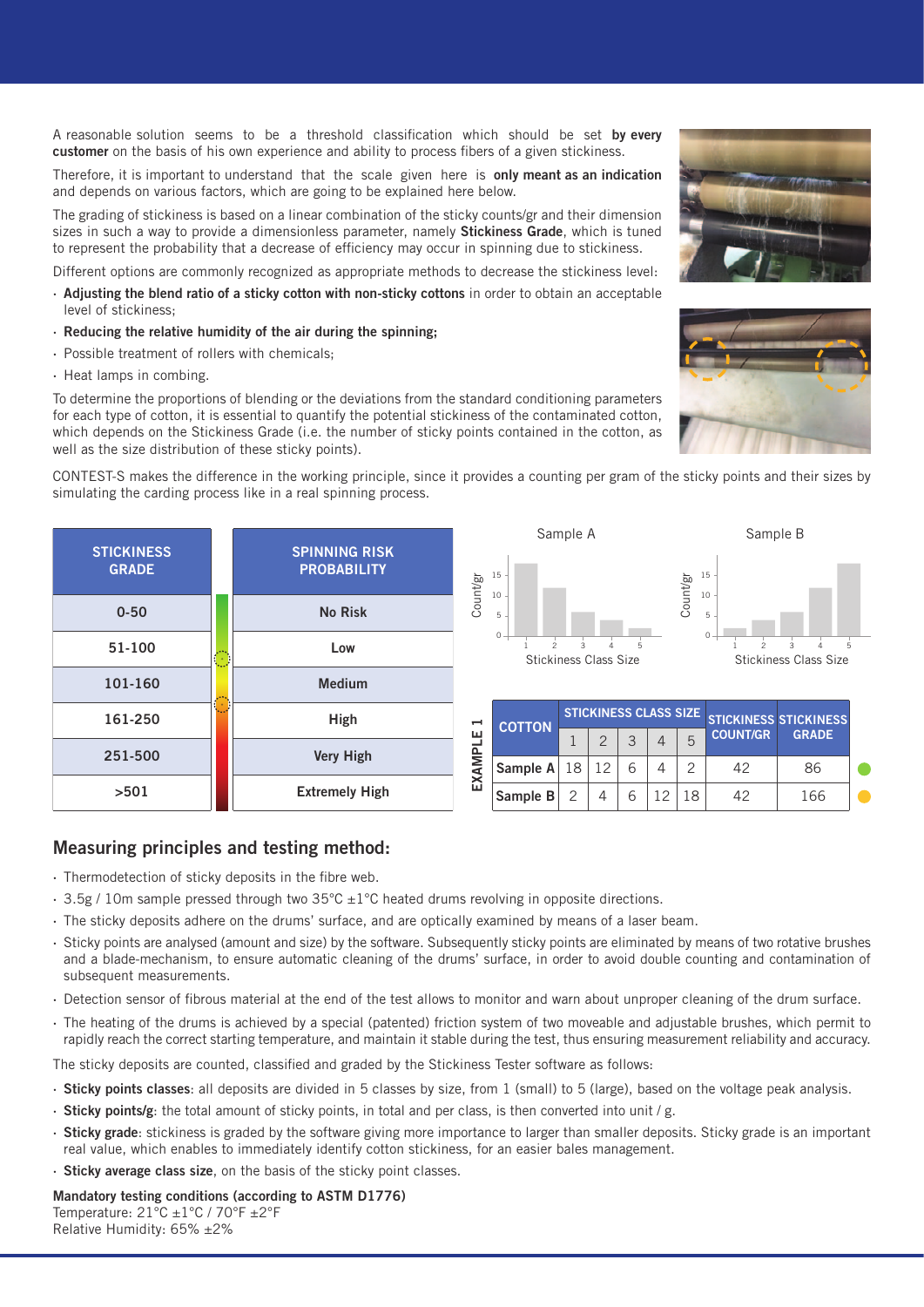A reasonable solution seems to be a threshold classification which should be set **by every customer** on the basis of his own experience and ability to process fibers of a given stickiness.

Therefore, it is important to understand that the scale given here is **only meant as an indication** and depends on various factors, which are going to be explained here below.

The grading of stickiness is based on a linear combination of the sticky counts/gr and their dimension sizes in such a way to provide a dimensionless parameter, namely **Stickiness Grade**, which is tuned to represent the probability that a decrease of efficiency may occur in spinning due to stickiness.

Different options are commonly recognized as appropriate methods to decrease the stickiness level:

- **Adjusting the blend ratio of a sticky cotton with non-sticky cottons** in order to obtain an acceptable level of stickiness;
- **Reducing the relative humidity of the air during the spinning;**
- Possible treatment of rollers with chemicals;
- Heat lamps in combing.

To determine the proportions of blending or the deviations from the standard conditioning parameters for each type of cotton, it is essential to quantify the potential stickiness of the contaminated cotton, which depends on the Stickiness Grade (i.e. the number of sticky points contained in the cotton, as well as the size distribution of these sticky points).

CONTEST-S makes the difference in the working principle, since it provides a counting per gram of the sticky points and their sizes by simulating the carding process like in a real spinning process.

| STICKINESS GRADE | SPINNING RISK PROBABILITY |
|---|---|
| 0-50 | No Risk |
| 51-100 | Low |
| 101-160 | Medium |
| 161-250 | High |
| 251-500 | Very High |
| >501 | Extremely High |

Sample A

Count/gr

15
10
5
0

1 2 3 4 5

Stickiness Class Size

Sample B

Count/gr

15
10
5
0

1 2 3 4 5

Stickiness Class Size

EXAMPLE 1

| COTTON | STICKINESS CLASS SIZE | | | | | STICKINESS COUNT/GR | STICKINESS GRADE |
|---|---|---|---|---|---|---|---|
| | 1 | 2 | 3 | 4 | 5 | | |
| Sample A | 18 | 12 | 6 | 4 | 2 | 42 | 86 |
| Sample B | 2 | 4 | 6 | 12 | 18 | 42 | 166 |

## Measuring principles and testing method:

- Thermodetection of sticky deposits in the fibre web.
- 3.5g / 10m sample pressed through two 35°C ±1°C heated drums revolving in opposite directions.
- The sticky deposits adhere on the drums' surface, and are optically examined by means of a laser beam.
- Sticky points are analysed (amount and size) by the software. Subsequently sticky points are eliminated by means of two rotative brushes and a blade-mechanism, to ensure automatic cleaning of the drums' surface, in order to avoid double counting and contamination of subsequent measurements.
- Detection sensor of fibrous material at the end of the test allows to monitor and warn about unproper cleaning of the drum surface.
- The heating of the drums is achieved by a special (patented) friction system of two moveable and adjustable brushes, which permit to rapidly reach the correct starting temperature, and maintain it stable during the test, thus ensuring measurement reliability and accuracy.

The sticky deposits are counted, classified and graded by the Stickiness Tester software as follows:

- **Sticky points classes**: all deposits are divided in 5 classes by size, from 1 (small) to 5 (large), based on the voltage peak analysis.
- **Sticky points/g**: the total amount of sticky points, in total and per class, is then converted into unit / g.
- **Sticky grade**: stickiness is graded by the software giving more importance to larger than smaller deposits. Sticky grade is an important real value, which enables to immediately identify cotton stickiness, for an easier bales management.
- **Sticky average class size**, on the basis of the sticky point classes.

**Mandatory testing conditions (according to ASTM D1776)**
Temperature: 21°C ±1°C / 70°F ±2°F
Relative Humidity: 65% ±2%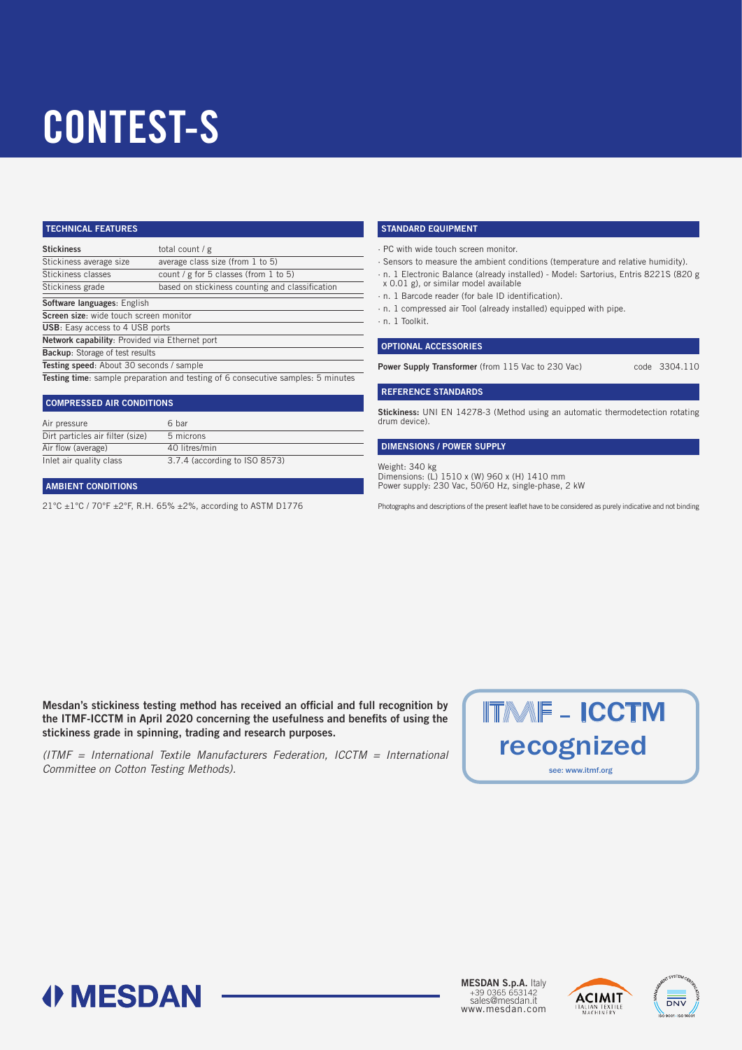# CONTEST-S

## TECHNICAL FEATURES

| | |
|---|---|
| **Stickiness** | total count / g |
| Stickiness average size | average class size (from 1 to 5) |
| Stickiness classes | count / g for 5 classes (from 1 to 5) |
| Stickiness grade | based on stickiness counting and classification |

**Software languages**: English

**Screen size**: wide touch screen monitor

**USB**: Easy access to 4 USB ports

**Network capability**: Provided via Ethernet port

**Backup**: Storage of test results

**Testing speed**: About 30 seconds / sample

**Testing time**: sample preparation and testing of 6 consecutive samples: 5 minutes

## COMPRESSED AIR CONDITIONS

| | |
|---|---|
| Air pressure | 6 bar |
| Dirt particles air filter (size) | 5 microns |
| Air flow (average) | 40 litres/min |
| Inlet air quality class | 3.7.4 (according to ISO 8573) |

## AMBIENT CONDITIONS

21°C ±1°C / 70°F ±2°F, R.H. 65% ±2%, according to ASTM D1776

## STANDARD EQUIPMENT

- PC with wide touch screen monitor.
- Sensors to measure the ambient conditions (temperature and relative humidity).
- n. 1 Electronic Balance (already installed) - Model: Sartorius, Entris 8221S (820 g x 0.01 g), or similar model available
- n. 1 Barcode reader (for bale ID identification).
- n. 1 compressed air Tool (already installed) equipped with pipe.
- n. 1 Toolkit.

## OPTIONAL ACCESSORIES

**Power Supply Transformer** (from 115 Vac to 230 Vac) code 3304.110

## REFERENCE STANDARDS

**Stickiness:** UNI EN 14278-3 (Method using an automatic thermodetection rotating drum device).

## DIMENSIONS / POWER SUPPLY

Weight: 340 kg
Dimensions: (L) 1510 x (W) 960 x (H) 1410 mm
Power supply: 230 Vac, 50/60 Hz, single-phase, 2 kW

Photographs and descriptions of the present leaflet have to be considered as purely indicative and not binding

**Mesdan's stickiness testing method has received an official and full recognition by the ITMF-ICCTM in April 2020 concerning the usefulness and benefits of using the stickiness grade in spinning, trading and research purposes.**

*(ITMF = International Textile Manufacturers Federation, ICCTM = International Committee on Cotton Testing Methods).*

ITMF - ICCTM recognized
see: www.itmf.org

MESDAN

**MESDAN S.p.A.** Italy
+39 0365 653142
sales@mesdan.it
www.mesdan.com

ACIMIT ITALIAN TEXTILE MACHINERY

DNV ISO 9001 - ISO 14001